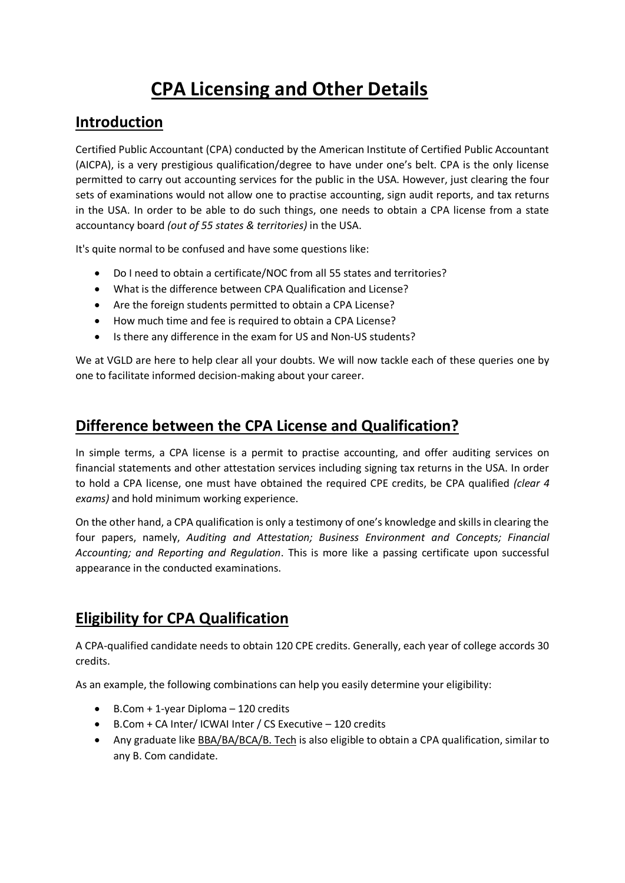# CPA Licensing and Other Details

## Introduction

Certified Public Accountant (CPA) conducted by the American Institute of Certified Public Accountant (AICPA), is a very prestigious qualification/degree to have under one's belt. CPA is the only license permitted to carry out accounting services for the public in the USA. However, just clearing the four sets of examinations would not allow one to practise accounting, sign audit reports, and tax returns in the USA. In order to be able to do such things, one needs to obtain a CPA license from a state accountancy board *(out of 55 states & territories)* in the USA.

It's quite normal to be confused and have some questions like:

- Do I need to obtain a certificate/NOC from all 55 states and territories?
- What is the difference between CPA Qualification and License?
- Are the foreign students permitted to obtain a CPA License?
- How much time and fee is required to obtain a CPA License?
- Is there any difference in the exam for US and Non-US students?

We at VGLD are here to help clear all your doubts. We will now tackle each of these queries one by one to facilitate informed decision-making about your career.

## Difference between the CPA License and Qualification?

In simple terms, a CPA license is a permit to practise accounting, and offer auditing services on financial statements and other attestation services including signing tax returns in the USA. In order to hold a CPA license, one must have obtained the required CPE credits, be CPA qualified *(clear 4 exams)* and hold minimum working experience.

On the other hand, a CPA qualification is only a testimony of one's knowledge and skills in clearing the four papers, namely, *Auditing and Attestation; Business Environment and Concepts; Financial Accounting; and Reporting and Regulation*. This is more like a passing certificate upon successful appearance in the conducted examinations.

## Eligibility for CPA Qualification

A CPA-qualified candidate needs to obtain 120 CPE credits. Generally, each year of college accords 30 credits.

As an example, the following combinations can help you easily determine your eligibility:

- B.Com + 1-year Diploma – 120 credits
- B.Com + CA Inter/ ICWAI Inter / CS Executive – 120 credits
- Any graduate like BBA/BA/BCA/B. Tech is also eligible to obtain a CPA qualification, similar to any B. Com candidate.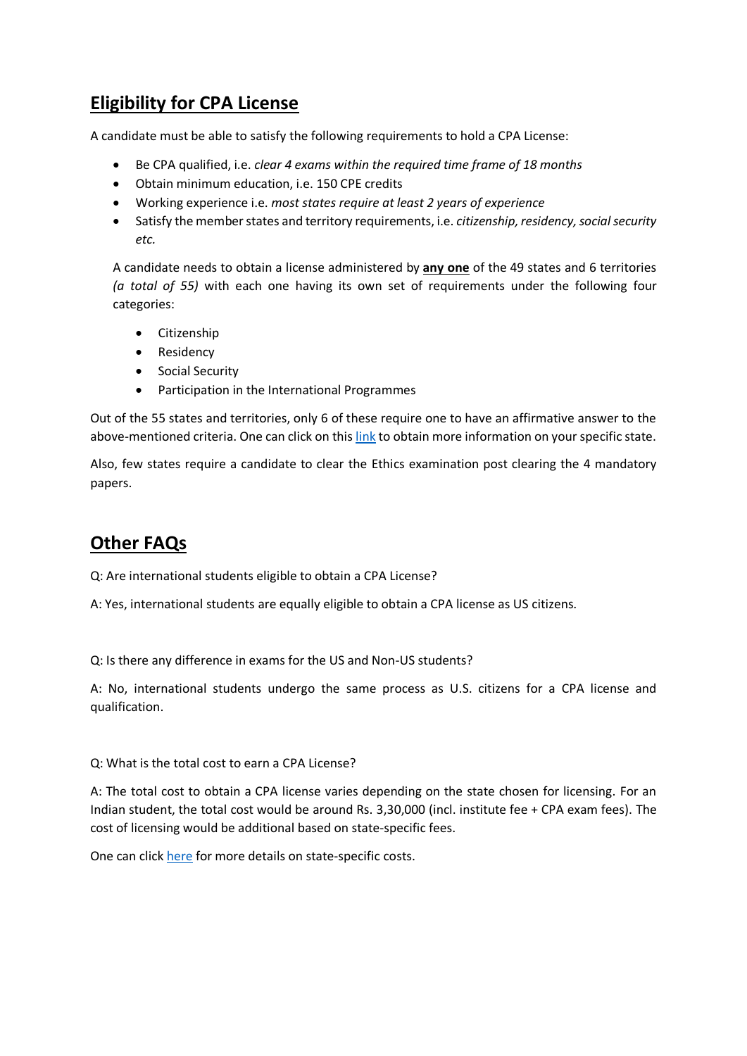## Eligibility for CPA License

A candidate must be able to satisfy the following requirements to hold a CPA License:

- Be CPA qualified, i.e. *clear 4 exams within the required time frame of 18 months*
- Obtain minimum education, i.e. 150 CPE credits
- Working experience i.e. *most states require at least 2 years of experience*
- Satisfy the member states and territory requirements, i.e. *citizenship, residency, social security etc.*

A candidate needs to obtain a license administered by **any one** of the 49 states and 6 territories *(a total of 55)* with each one having its own set of requirements under the following four categories:

- Citizenship
- Residency
- Social Security
- Participation in the International Programmes

Out of the 55 states and territories, only 6 of these require one to have an affirmative answer to the above-mentioned criteria. One can click on this link to obtain more information on your specific state.

Also, few states require a candidate to clear the Ethics examination post clearing the 4 mandatory papers.

## Other FAQs

Q: Are international students eligible to obtain a CPA License?

A: Yes, international students are equally eligible to obtain a CPA license as US citizens.

Q: Is there any difference in exams for the US and Non-US students?

A: No, international students undergo the same process as U.S. citizens for a CPA license and qualification.

Q: What is the total cost to earn a CPA License?

A: The total cost to obtain a CPA license varies depending on the state chosen for licensing. For an Indian student, the total cost would be around Rs. 3,30,000 (incl. institute fee + CPA exam fees). The cost of licensing would be additional based on state-specific fees.

One can click here for more details on state-specific costs.